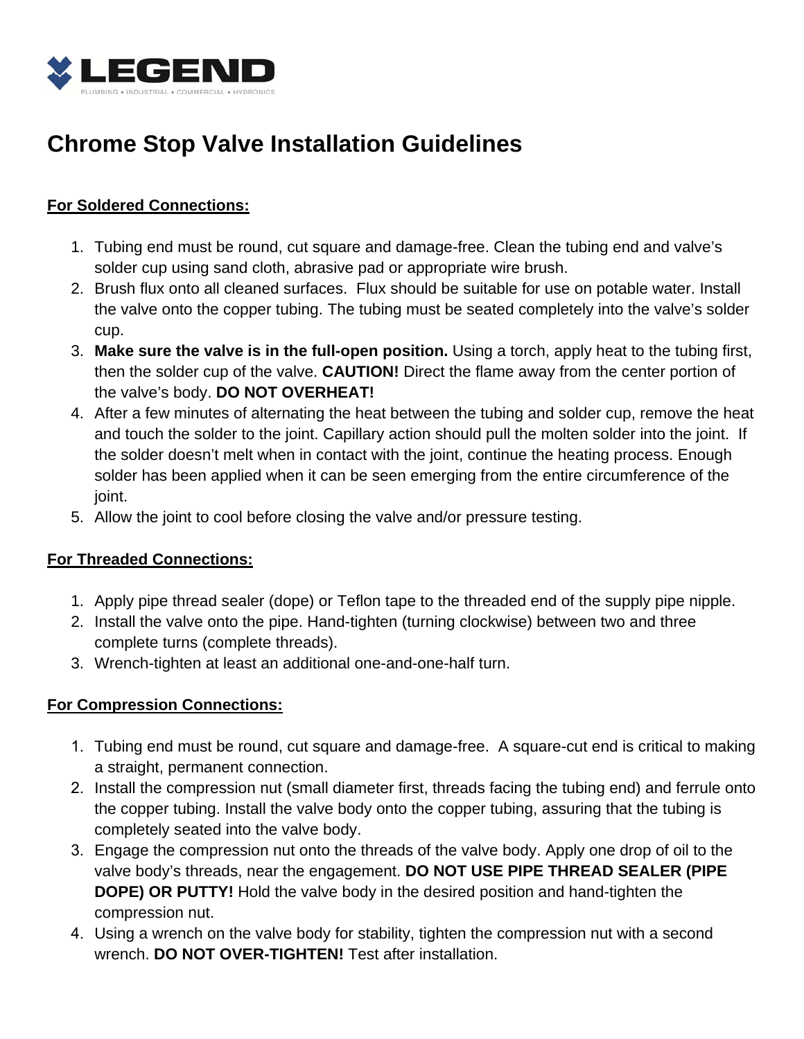LEGEND

PLUMBING • INDUSTRIAL • COMMERCIAL • HYDRONICS

# Chrome Stop Valve Installation Guidelines

## For Soldered Connections:

1. Tubing end must be round, cut square and damage-free. Clean the tubing end and valve's solder cup using sand cloth, abrasive pad or appropriate wire brush.
2. Brush flux onto all cleaned surfaces. Flux should be suitable for use on potable water. Install the valve onto the copper tubing. The tubing must be seated completely into the valve's solder cup.
3. **Make sure the valve is in the full-open position.** Using a torch, apply heat to the tubing first, then the solder cup of the valve. **CAUTION!** Direct the flame away from the center portion of the valve's body. **DO NOT OVERHEAT!**
4. After a few minutes of alternating the heat between the tubing and solder cup, remove the heat and touch the solder to the joint. Capillary action should pull the molten solder into the joint. If the solder doesn't melt when in contact with the joint, continue the heating process. Enough solder has been applied when it can be seen emerging from the entire circumference of the joint.
5. Allow the joint to cool before closing the valve and/or pressure testing.

## For Threaded Connections:

1. Apply pipe thread sealer (dope) or Teflon tape to the threaded end of the supply pipe nipple.
2. Install the valve onto the pipe. Hand-tighten (turning clockwise) between two and three complete turns (complete threads).
3. Wrench-tighten at least an additional one-and-one-half turn.

## For Compression Connections:

1. Tubing end must be round, cut square and damage-free. A square-cut end is critical to making a straight, permanent connection.
2. Install the compression nut (small diameter first, threads facing the tubing end) and ferrule onto the copper tubing. Install the valve body onto the copper tubing, assuring that the tubing is completely seated into the valve body.
3. Engage the compression nut onto the threads of the valve body. Apply one drop of oil to the valve body's threads, near the engagement. **DO NOT USE PIPE THREAD SEALER (PIPE DOPE) OR PUTTY!** Hold the valve body in the desired position and hand-tighten the compression nut.
4. Using a wrench on the valve body for stability, tighten the compression nut with a second wrench. **DO NOT OVER-TIGHTEN!** Test after installation.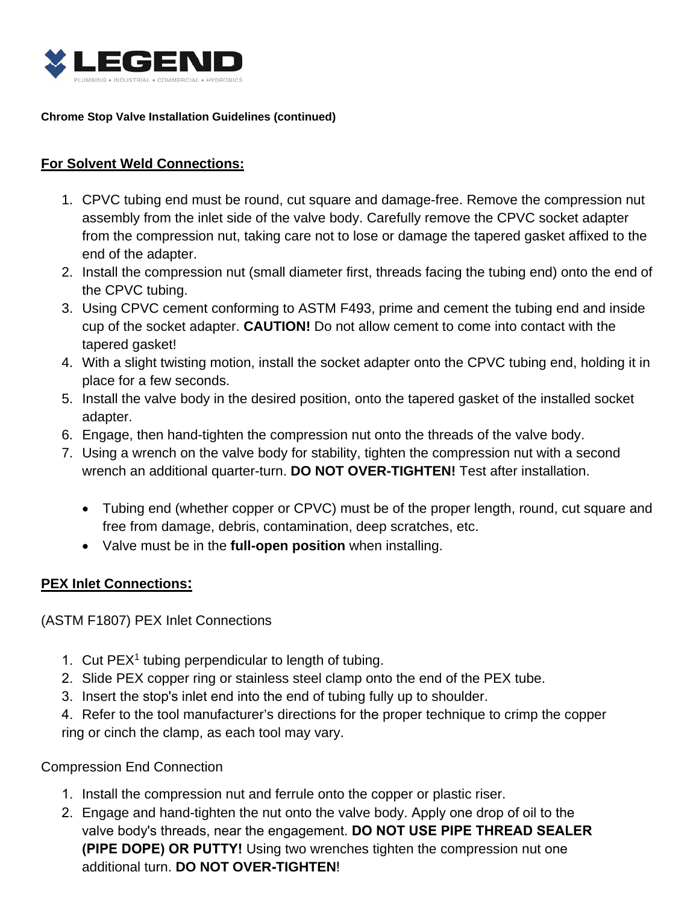**Chrome Stop Valve Installation Guidelines (continued)**

## For Solvent Weld Connections:

1. CPVC tubing end must be round, cut square and damage-free. Remove the compression nut assembly from the inlet side of the valve body. Carefully remove the CPVC socket adapter from the compression nut, taking care not to lose or damage the tapered gasket affixed to the end of the adapter.
2. Install the compression nut (small diameter first, threads facing the tubing end) onto the end of the CPVC tubing.
3. Using CPVC cement conforming to ASTM F493, prime and cement the tubing end and inside cup of the socket adapter. **CAUTION!** Do not allow cement to come into contact with the tapered gasket!
4. With a slight twisting motion, install the socket adapter onto the CPVC tubing end, holding it in place for a few seconds.
5. Install the valve body in the desired position, onto the tapered gasket of the installed socket adapter.
6. Engage, then hand-tighten the compression nut onto the threads of the valve body.
7. Using a wrench on the valve body for stability, tighten the compression nut with a second wrench an additional quarter-turn. **DO NOT OVER-TIGHTEN!** Test after installation.

- Tubing end (whether copper or CPVC) must be of the proper length, round, cut square and free from damage, debris, contamination, deep scratches, etc.
- Valve must be in the **full-open position** when installing.

## PEX Inlet Connections:

(ASTM F1807) PEX Inlet Connections

1. Cut PEX[1] tubing perpendicular to length of tubing.
2. Slide PEX copper ring or stainless steel clamp onto the end of the PEX tube.
3. Insert the stop's inlet end into the end of tubing fully up to shoulder.
4. Refer to the tool manufacturer's directions for the proper technique to crimp the copper ring or cinch the clamp, as each tool may vary.

Compression End Connection

1. Install the compression nut and ferrule onto the copper or plastic riser.
2. Engage and hand-tighten the nut onto the valve body. Apply one drop of oil to the valve body's threads, near the engagement. **DO NOT USE PIPE THREAD SEALER (PIPE DOPE) OR PUTTY!** Using two wrenches tighten the compression nut one additional turn. **DO NOT OVER-TIGHTEN**!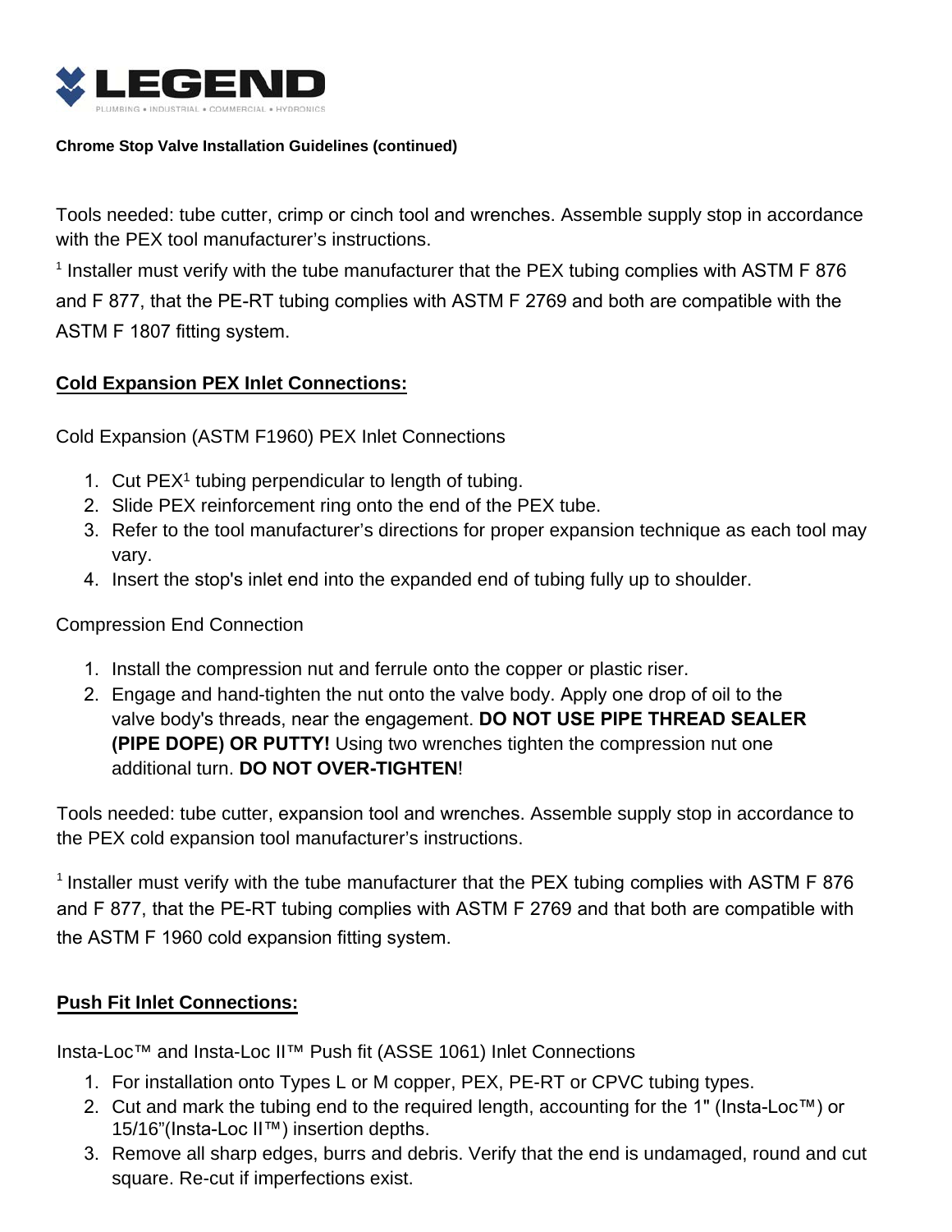**Chrome Stop Valve Installation Guidelines (continued)**

Tools needed: tube cutter, crimp or cinch tool and wrenches. Assemble supply stop in accordance with the PEX tool manufacturer's instructions.

[1] Installer must verify with the tube manufacturer that the PEX tubing complies with ASTM F 876 and F 877, that the PE-RT tubing complies with ASTM F 2769 and both are compatible with the ASTM F 1807 fitting system.

## Cold Expansion PEX Inlet Connections:

Cold Expansion (ASTM F1960) PEX Inlet Connections

1. Cut PEX[1] tubing perpendicular to length of tubing.
2. Slide PEX reinforcement ring onto the end of the PEX tube.
3. Refer to the tool manufacturer's directions for proper expansion technique as each tool may vary.
4. Insert the stop's inlet end into the expanded end of tubing fully up to shoulder.

Compression End Connection

1. Install the compression nut and ferrule onto the copper or plastic riser.
2. Engage and hand-tighten the nut onto the valve body. Apply one drop of oil to the valve body's threads, near the engagement. **DO NOT USE PIPE THREAD SEALER (PIPE DOPE) OR PUTTY!** Using two wrenches tighten the compression nut one additional turn. **DO NOT OVER-TIGHTEN**!

Tools needed: tube cutter, expansion tool and wrenches. Assemble supply stop in accordance to the PEX cold expansion tool manufacturer's instructions.

[1] Installer must verify with the tube manufacturer that the PEX tubing complies with ASTM F 876 and F 877, that the PE-RT tubing complies with ASTM F 2769 and that both are compatible with the ASTM F 1960 cold expansion fitting system.

## Push Fit Inlet Connections:

Insta-Loc™ and Insta-Loc II™ Push fit (ASSE 1061) Inlet Connections

1. For installation onto Types L or M copper, PEX, PE-RT or CPVC tubing types.
2. Cut and mark the tubing end to the required length, accounting for the 1" (Insta-Loc™) or 15/16"(Insta-Loc II™) insertion depths.
3. Remove all sharp edges, burrs and debris. Verify that the end is undamaged, round and cut square. Re-cut if imperfections exist.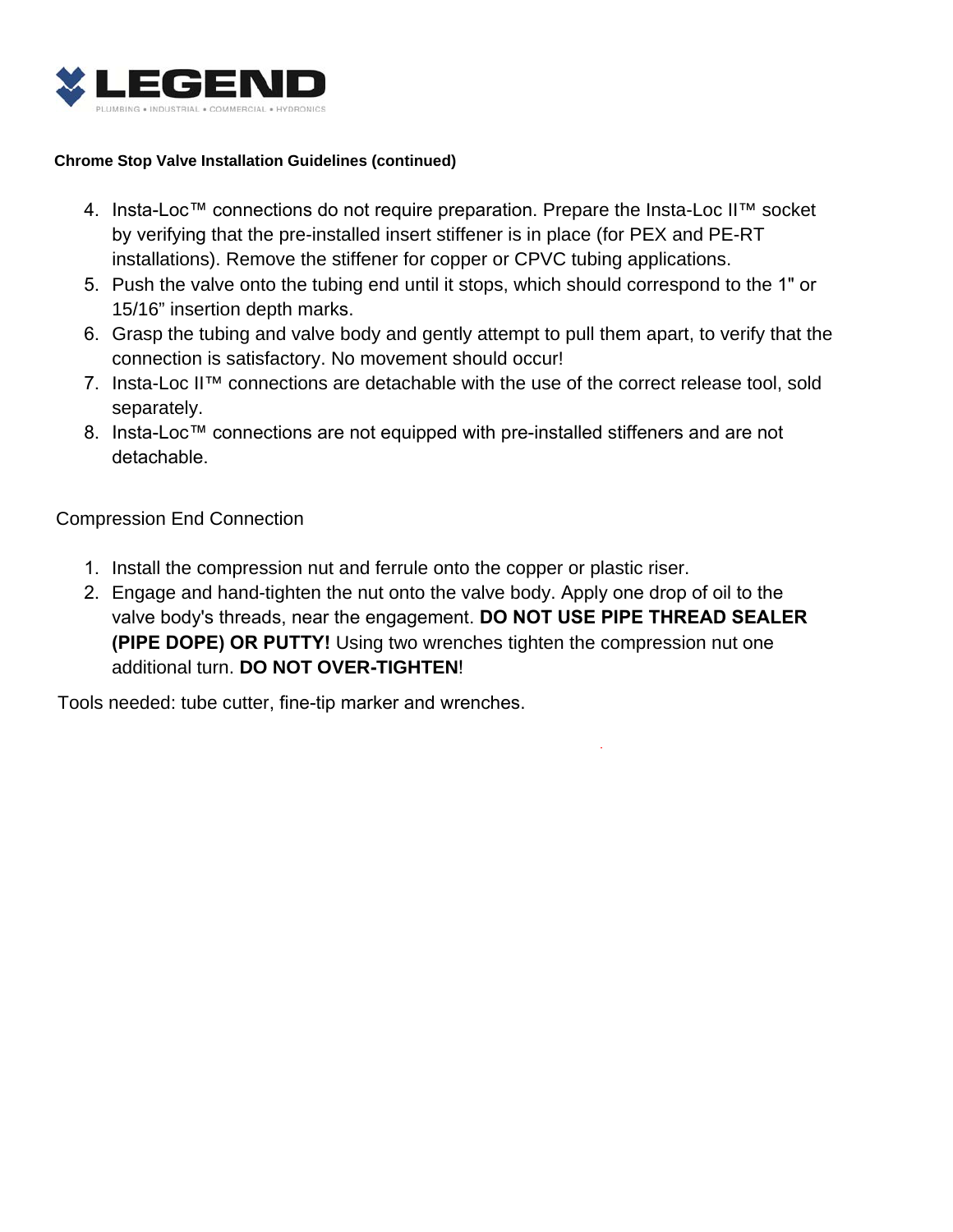**Chrome Stop Valve Installation Guidelines (continued)**

4. Insta-Loc™ connections do not require preparation. Prepare the Insta-Loc II™ socket by verifying that the pre-installed insert stiffener is in place (for PEX and PE-RT installations). Remove the stiffener for copper or CPVC tubing applications.
5. Push the valve onto the tubing end until it stops, which should correspond to the 1" or 15/16" insertion depth marks.
6. Grasp the tubing and valve body and gently attempt to pull them apart, to verify that the connection is satisfactory. No movement should occur!
7. Insta-Loc II™ connections are detachable with the use of the correct release tool, sold separately.
8. Insta-Loc™ connections are not equipped with pre-installed stiffeners and are not detachable.

Compression End Connection

1. Install the compression nut and ferrule onto the copper or plastic riser.
2. Engage and hand-tighten the nut onto the valve body. Apply one drop of oil to the valve body's threads, near the engagement. **DO NOT USE PIPE THREAD SEALER (PIPE DOPE) OR PUTTY!** Using two wrenches tighten the compression nut one additional turn. **DO NOT OVER-TIGHTEN**!

Tools needed: tube cutter, fine-tip marker and wrenches.